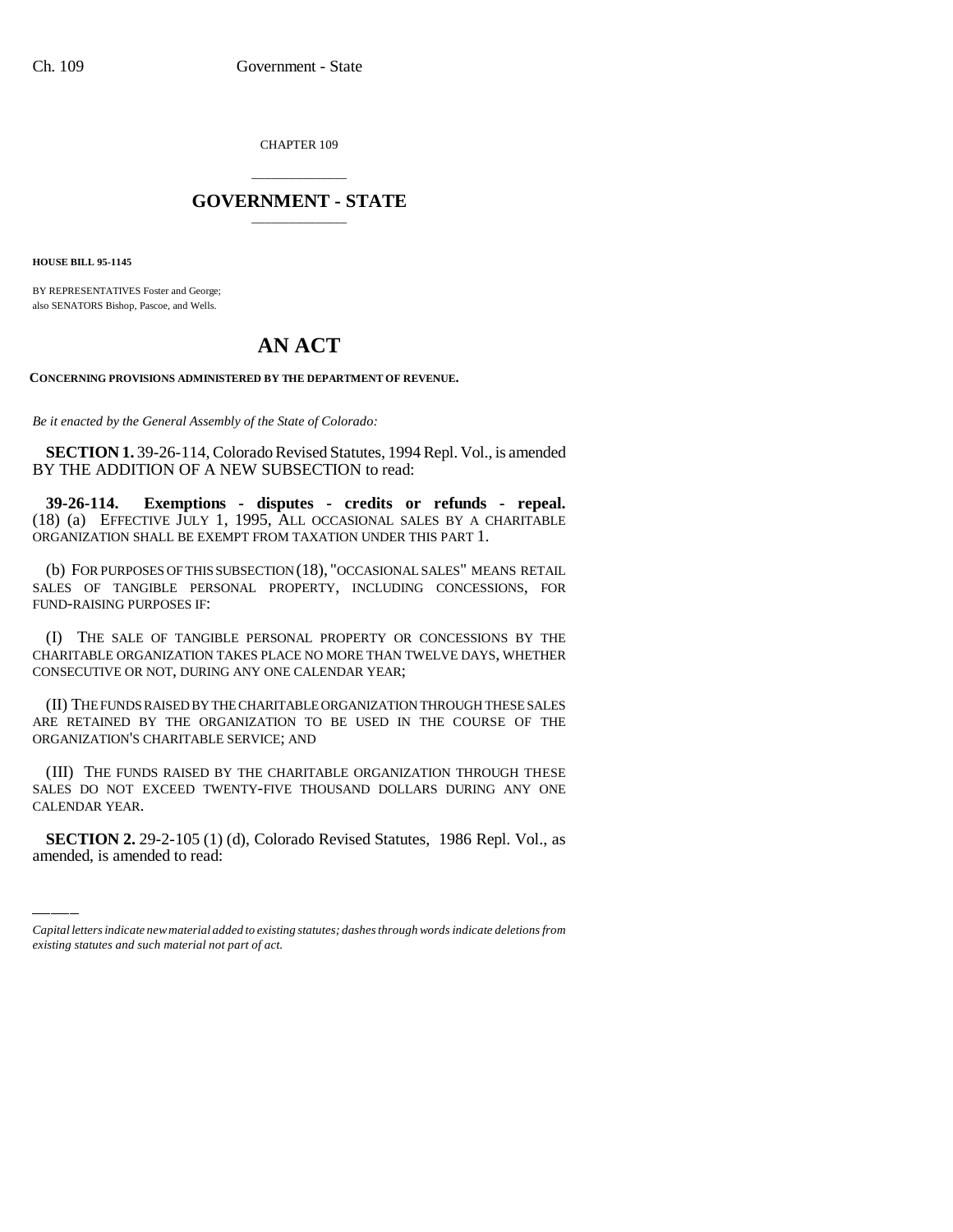CHAPTER 109

# GOVERNMENT - STATE

**HOUSE BILL 95-1145**

BY REPRESENTATIVES Foster and George;
also SENATORS Bishop, Pascoe, and Wells.

# AN ACT

**CONCERNING PROVISIONS ADMINISTERED BY THE DEPARTMENT OF REVENUE.**

*Be it enacted by the General Assembly of the State of Colorado:*

**SECTION 1.** 39-26-114, Colorado Revised Statutes, 1994 Repl. Vol., is amended BY THE ADDITION OF A NEW SUBSECTION to read:

**39-26-114. Exemptions - disputes - credits or refunds - repeal.** (18) (a) EFFECTIVE JULY 1, 1995, ALL OCCASIONAL SALES BY A CHARITABLE ORGANIZATION SHALL BE EXEMPT FROM TAXATION UNDER THIS PART 1.

(b) FOR PURPOSES OF THIS SUBSECTION (18), "OCCASIONAL SALES" MEANS RETAIL SALES OF TANGIBLE PERSONAL PROPERTY, INCLUDING CONCESSIONS, FOR FUND-RAISING PURPOSES IF:

(I) THE SALE OF TANGIBLE PERSONAL PROPERTY OR CONCESSIONS BY THE CHARITABLE ORGANIZATION TAKES PLACE NO MORE THAN TWELVE DAYS, WHETHER CONSECUTIVE OR NOT, DURING ANY ONE CALENDAR YEAR;

(II) THE FUNDS RAISED BY THE CHARITABLE ORGANIZATION THROUGH THESE SALES ARE RETAINED BY THE ORGANIZATION TO BE USED IN THE COURSE OF THE ORGANIZATION'S CHARITABLE SERVICE; AND

(III) THE FUNDS RAISED BY THE CHARITABLE ORGANIZATION THROUGH THESE SALES DO NOT EXCEED TWENTY-FIVE THOUSAND DOLLARS DURING ANY ONE CALENDAR YEAR.

**SECTION 2.** 29-2-105 (1) (d), Colorado Revised Statutes, 1986 Repl. Vol., as amended, is amended to read:

---

*Capital letters indicate new material added to existing statutes; dashes through words indicate deletions from existing statutes and such material not part of act.*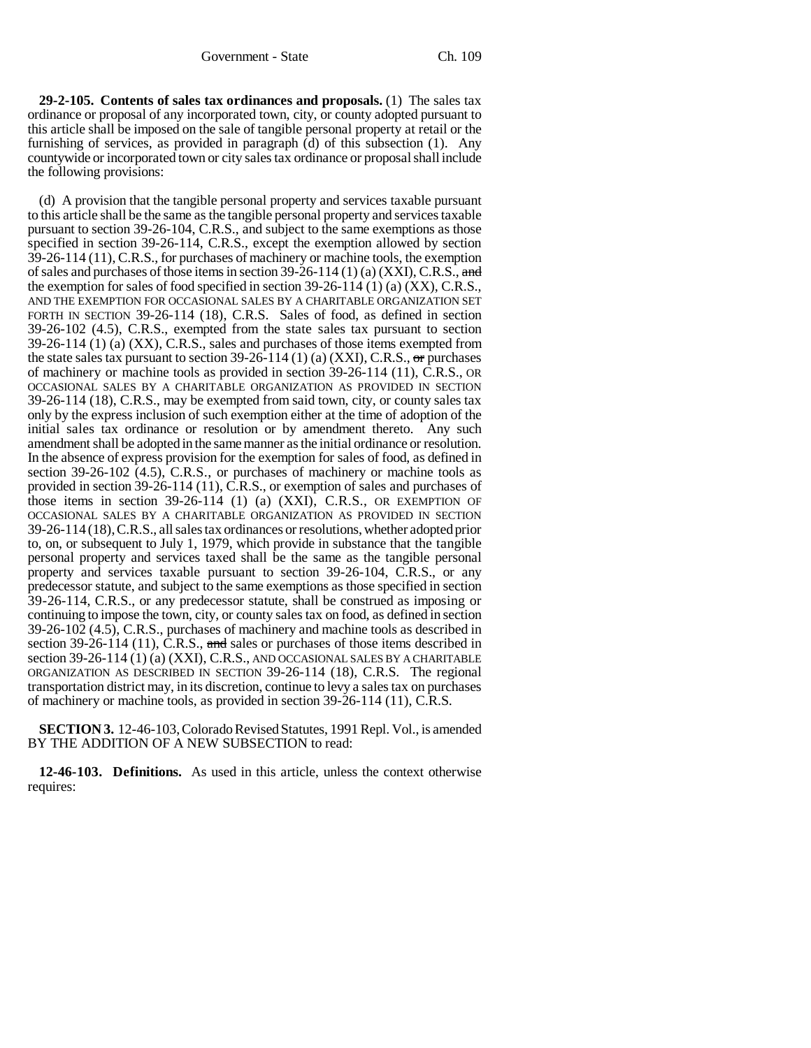**29-2-105. Contents of sales tax ordinances and proposals.** (1) The sales tax ordinance or proposal of any incorporated town, city, or county adopted pursuant to this article shall be imposed on the sale of tangible personal property at retail or the furnishing of services, as provided in paragraph (d) of this subsection (1). Any countywide or incorporated town or city sales tax ordinance or proposal shall include the following provisions:

(d) A provision that the tangible personal property and services taxable pursuant to this article shall be the same as the tangible personal property and services taxable pursuant to section 39-26-104, C.R.S., and subject to the same exemptions as those specified in section 39-26-114, C.R.S., except the exemption allowed by section 39-26-114 (11), C.R.S., for purchases of machinery or machine tools, the exemption of sales and purchases of those items in section 39-26-114 (1) (a) (XXI), C.R.S., ~~and~~ the exemption for sales of food specified in section 39-26-114 (1) (a) (XX), C.R.S., AND THE EXEMPTION FOR OCCASIONAL SALES BY A CHARITABLE ORGANIZATION SET FORTH IN SECTION 39-26-114 (18), C.R.S. Sales of food, as defined in section 39-26-102 (4.5), C.R.S., exempted from the state sales tax pursuant to section 39-26-114 (1) (a) (XX), C.R.S., sales and purchases of those items exempted from the state sales tax pursuant to section 39-26-114 (1) (a) (XXI), C.R.S., ~~or~~ purchases of machinery or machine tools as provided in section 39-26-114 (11), C.R.S., OR OCCASIONAL SALES BY A CHARITABLE ORGANIZATION AS PROVIDED IN SECTION 39-26-114 (18), C.R.S., may be exempted from said town, city, or county sales tax only by the express inclusion of such exemption either at the time of adoption of the initial sales tax ordinance or resolution or by amendment thereto. Any such amendment shall be adopted in the same manner as the initial ordinance or resolution. In the absence of express provision for the exemption for sales of food, as defined in section 39-26-102 (4.5), C.R.S., or purchases of machinery or machine tools as provided in section 39-26-114 (11), C.R.S., or exemption of sales and purchases of those items in section 39-26-114 (1) (a) (XXI), C.R.S., OR EXEMPTION OF OCCASIONAL SALES BY A CHARITABLE ORGANIZATION AS PROVIDED IN SECTION 39-26-114 (18), C.R.S., all sales tax ordinances or resolutions, whether adopted prior to, on, or subsequent to July 1, 1979, which provide in substance that the tangible personal property and services taxed shall be the same as the tangible personal property and services taxable pursuant to section 39-26-104, C.R.S., or any predecessor statute, and subject to the same exemptions as those specified in section 39-26-114, C.R.S., or any predecessor statute, shall be construed as imposing or continuing to impose the town, city, or county sales tax on food, as defined in section 39-26-102 (4.5), C.R.S., purchases of machinery and machine tools as described in section 39-26-114 (11), C.R.S., ~~and~~ sales or purchases of those items described in section 39-26-114 (1) (a) (XXI), C.R.S., AND OCCASIONAL SALES BY A CHARITABLE ORGANIZATION AS DESCRIBED IN SECTION 39-26-114 (18), C.R.S. The regional transportation district may, in its discretion, continue to levy a sales tax on purchases of machinery or machine tools, as provided in section 39-26-114 (11), C.R.S.

**SECTION 3.** 12-46-103, Colorado Revised Statutes, 1991 Repl. Vol., is amended BY THE ADDITION OF A NEW SUBSECTION to read:

**12-46-103. Definitions.** As used in this article, unless the context otherwise requires: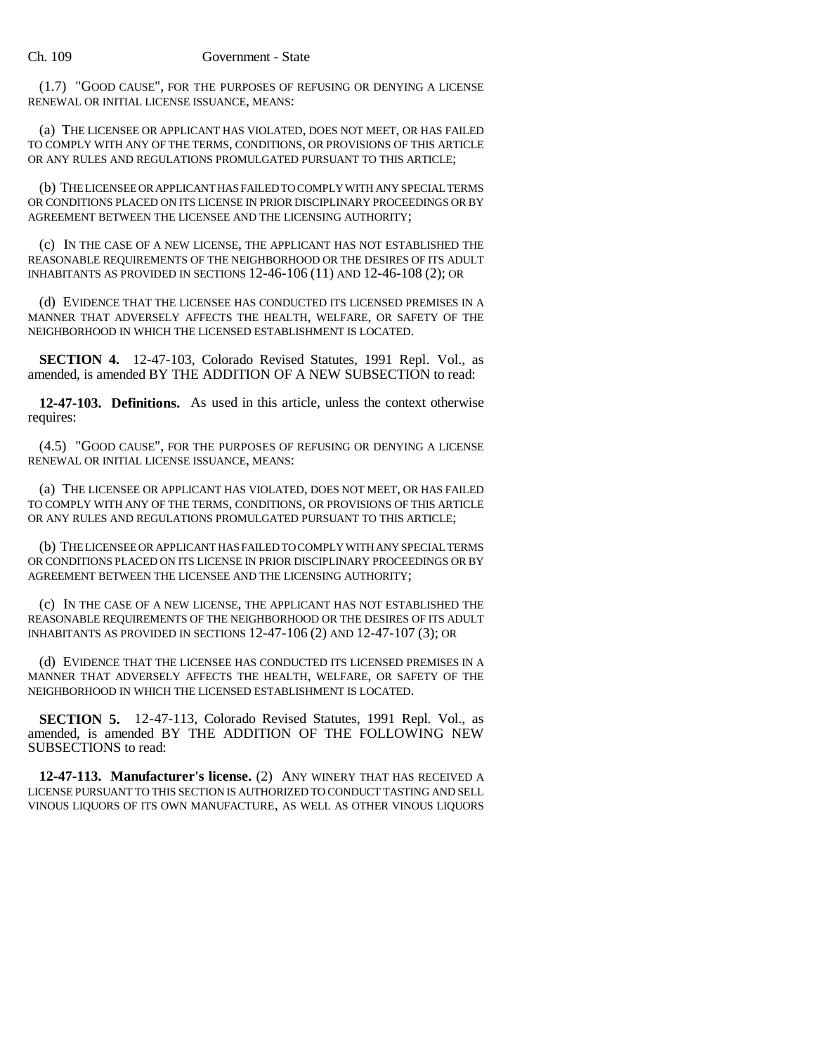(1.7) "GOOD CAUSE", FOR THE PURPOSES OF REFUSING OR DENYING A LICENSE RENEWAL OR INITIAL LICENSE ISSUANCE, MEANS:

(a) THE LICENSEE OR APPLICANT HAS VIOLATED, DOES NOT MEET, OR HAS FAILED TO COMPLY WITH ANY OF THE TERMS, CONDITIONS, OR PROVISIONS OF THIS ARTICLE OR ANY RULES AND REGULATIONS PROMULGATED PURSUANT TO THIS ARTICLE;

(b) THE LICENSEE OR APPLICANT HAS FAILED TO COMPLY WITH ANY SPECIAL TERMS OR CONDITIONS PLACED ON ITS LICENSE IN PRIOR DISCIPLINARY PROCEEDINGS OR BY AGREEMENT BETWEEN THE LICENSEE AND THE LICENSING AUTHORITY;

(c) IN THE CASE OF A NEW LICENSE, THE APPLICANT HAS NOT ESTABLISHED THE REASONABLE REQUIREMENTS OF THE NEIGHBORHOOD OR THE DESIRES OF ITS ADULT INHABITANTS AS PROVIDED IN SECTIONS 12-46-106 (11) AND 12-46-108 (2); OR

(d) EVIDENCE THAT THE LICENSEE HAS CONDUCTED ITS LICENSED PREMISES IN A MANNER THAT ADVERSELY AFFECTS THE HEALTH, WELFARE, OR SAFETY OF THE NEIGHBORHOOD IN WHICH THE LICENSED ESTABLISHMENT IS LOCATED.

**SECTION 4.** 12-47-103, Colorado Revised Statutes, 1991 Repl. Vol., as amended, is amended BY THE ADDITION OF A NEW SUBSECTION to read:

**12-47-103. Definitions.** As used in this article, unless the context otherwise requires:

(4.5) "GOOD CAUSE", FOR THE PURPOSES OF REFUSING OR DENYING A LICENSE RENEWAL OR INITIAL LICENSE ISSUANCE, MEANS:

(a) THE LICENSEE OR APPLICANT HAS VIOLATED, DOES NOT MEET, OR HAS FAILED TO COMPLY WITH ANY OF THE TERMS, CONDITIONS, OR PROVISIONS OF THIS ARTICLE OR ANY RULES AND REGULATIONS PROMULGATED PURSUANT TO THIS ARTICLE;

(b) THE LICENSEE OR APPLICANT HAS FAILED TO COMPLY WITH ANY SPECIAL TERMS OR CONDITIONS PLACED ON ITS LICENSE IN PRIOR DISCIPLINARY PROCEEDINGS OR BY AGREEMENT BETWEEN THE LICENSEE AND THE LICENSING AUTHORITY;

(c) IN THE CASE OF A NEW LICENSE, THE APPLICANT HAS NOT ESTABLISHED THE REASONABLE REQUIREMENTS OF THE NEIGHBORHOOD OR THE DESIRES OF ITS ADULT INHABITANTS AS PROVIDED IN SECTIONS 12-47-106 (2) AND 12-47-107 (3); OR

(d) EVIDENCE THAT THE LICENSEE HAS CONDUCTED ITS LICENSED PREMISES IN A MANNER THAT ADVERSELY AFFECTS THE HEALTH, WELFARE, OR SAFETY OF THE NEIGHBORHOOD IN WHICH THE LICENSED ESTABLISHMENT IS LOCATED.

**SECTION 5.** 12-47-113, Colorado Revised Statutes, 1991 Repl. Vol., as amended, is amended BY THE ADDITION OF THE FOLLOWING NEW SUBSECTIONS to read:

**12-47-113. Manufacturer's license.** (2) ANY WINERY THAT HAS RECEIVED A LICENSE PURSUANT TO THIS SECTION IS AUTHORIZED TO CONDUCT TASTING AND SELL VINOUS LIQUORS OF ITS OWN MANUFACTURE, AS WELL AS OTHER VINOUS LIQUORS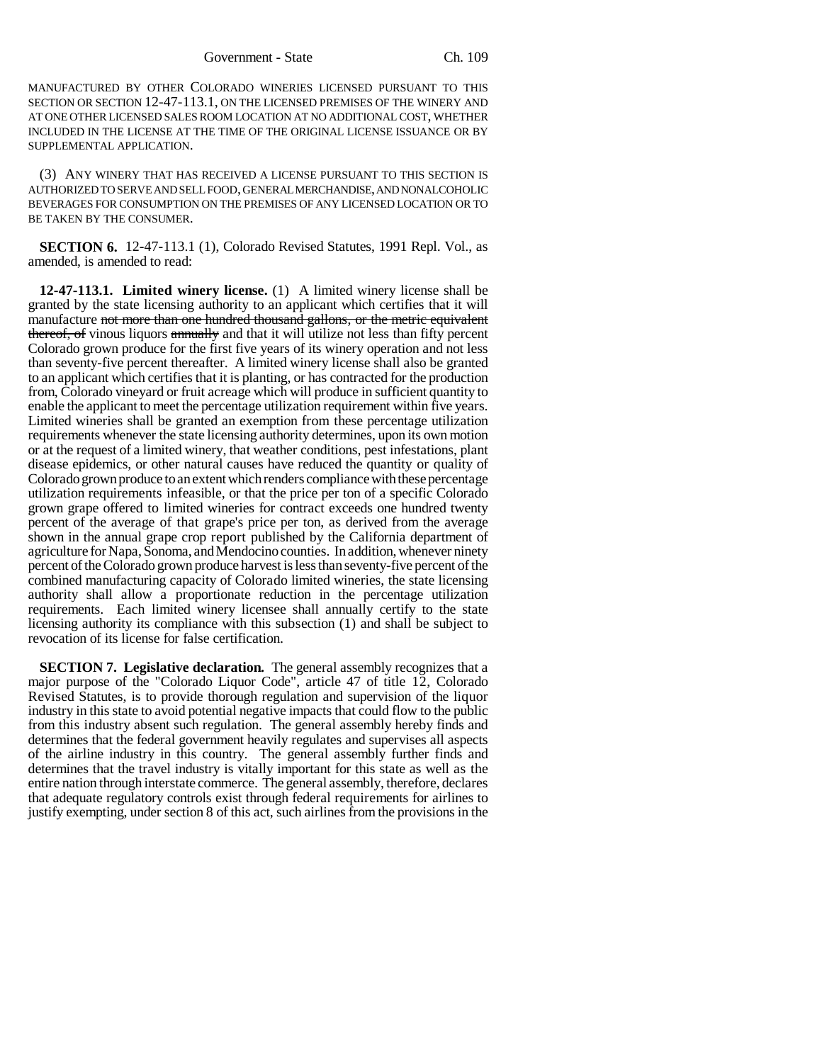MANUFACTURED BY OTHER COLORADO WINERIES LICENSED PURSUANT TO THIS SECTION OR SECTION 12-47-113.1, ON THE LICENSED PREMISES OF THE WINERY AND AT ONE OTHER LICENSED SALES ROOM LOCATION AT NO ADDITIONAL COST, WHETHER INCLUDED IN THE LICENSE AT THE TIME OF THE ORIGINAL LICENSE ISSUANCE OR BY SUPPLEMENTAL APPLICATION.

(3) ANY WINERY THAT HAS RECEIVED A LICENSE PURSUANT TO THIS SECTION IS AUTHORIZED TO SERVE AND SELL FOOD, GENERAL MERCHANDISE, AND NONALCOHOLIC BEVERAGES FOR CONSUMPTION ON THE PREMISES OF ANY LICENSED LOCATION OR TO BE TAKEN BY THE CONSUMER.

**SECTION 6.** 12-47-113.1 (1), Colorado Revised Statutes, 1991 Repl. Vol., as amended, is amended to read:

**12-47-113.1. Limited winery license.** (1) A limited winery license shall be granted by the state licensing authority to an applicant which certifies that it will manufacture ~~not more than one hundred thousand gallons, or the metric equivalent thereof, of~~ vinous liquors ~~annually~~ and that it will utilize not less than fifty percent Colorado grown produce for the first five years of its winery operation and not less than seventy-five percent thereafter. A limited winery license shall also be granted to an applicant which certifies that it is planting, or has contracted for the production from, Colorado vineyard or fruit acreage which will produce in sufficient quantity to enable the applicant to meet the percentage utilization requirement within five years. Limited wineries shall be granted an exemption from these percentage utilization requirements whenever the state licensing authority determines, upon its own motion or at the request of a limited winery, that weather conditions, pest infestations, plant disease epidemics, or other natural causes have reduced the quantity or quality of Colorado grown produce to an extent which renders compliance with these percentage utilization requirements infeasible, or that the price per ton of a specific Colorado grown grape offered to limited wineries for contract exceeds one hundred twenty percent of the average of that grape's price per ton, as derived from the average shown in the annual grape crop report published by the California department of agriculture for Napa, Sonoma, and Mendocino counties. In addition, whenever ninety percent of the Colorado grown produce harvest is less than seventy-five percent of the combined manufacturing capacity of Colorado limited wineries, the state licensing authority shall allow a proportionate reduction in the percentage utilization requirements. Each limited winery licensee shall annually certify to the state licensing authority its compliance with this subsection (1) and shall be subject to revocation of its license for false certification.

**SECTION 7. Legislative declaration.** The general assembly recognizes that a major purpose of the "Colorado Liquor Code", article 47 of title 12, Colorado Revised Statutes, is to provide thorough regulation and supervision of the liquor industry in this state to avoid potential negative impacts that could flow to the public from this industry absent such regulation. The general assembly hereby finds and determines that the federal government heavily regulates and supervises all aspects of the airline industry in this country. The general assembly further finds and determines that the travel industry is vitally important for this state as well as the entire nation through interstate commerce. The general assembly, therefore, declares that adequate regulatory controls exist through federal requirements for airlines to justify exempting, under section 8 of this act, such airlines from the provisions in the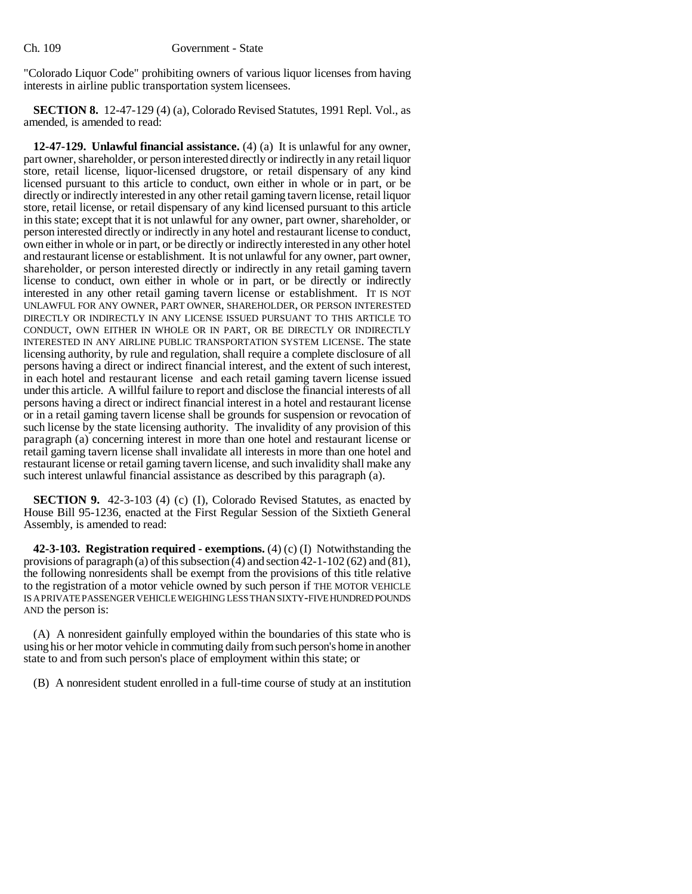"Colorado Liquor Code" prohibiting owners of various liquor licenses from having interests in airline public transportation system licensees.

**SECTION 8.** 12-47-129 (4) (a), Colorado Revised Statutes, 1991 Repl. Vol., as amended, is amended to read:

**12-47-129. Unlawful financial assistance.** (4) (a) It is unlawful for any owner, part owner, shareholder, or person interested directly or indirectly in any retail liquor store, retail license, liquor-licensed drugstore, or retail dispensary of any kind licensed pursuant to this article to conduct, own either in whole or in part, or be directly or indirectly interested in any other retail gaming tavern license, retail liquor store, retail license, or retail dispensary of any kind licensed pursuant to this article in this state; except that it is not unlawful for any owner, part owner, shareholder, or person interested directly or indirectly in any hotel and restaurant license to conduct, own either in whole or in part, or be directly or indirectly interested in any other hotel and restaurant license or establishment. It is not unlawful for any owner, part owner, shareholder, or person interested directly or indirectly in any retail gaming tavern license to conduct, own either in whole or in part, or be directly or indirectly interested in any other retail gaming tavern license or establishment. IT IS NOT UNLAWFUL FOR ANY OWNER, PART OWNER, SHAREHOLDER, OR PERSON INTERESTED DIRECTLY OR INDIRECTLY IN ANY LICENSE ISSUED PURSUANT TO THIS ARTICLE TO CONDUCT, OWN EITHER IN WHOLE OR IN PART, OR BE DIRECTLY OR INDIRECTLY INTERESTED IN ANY AIRLINE PUBLIC TRANSPORTATION SYSTEM LICENSE. The state licensing authority, by rule and regulation, shall require a complete disclosure of all persons having a direct or indirect financial interest, and the extent of such interest, in each hotel and restaurant license and each retail gaming tavern license issued under this article. A willful failure to report and disclose the financial interests of all persons having a direct or indirect financial interest in a hotel and restaurant license or in a retail gaming tavern license shall be grounds for suspension or revocation of such license by the state licensing authority. The invalidity of any provision of this paragraph (a) concerning interest in more than one hotel and restaurant license or retail gaming tavern license shall invalidate all interests in more than one hotel and restaurant license or retail gaming tavern license, and such invalidity shall make any such interest unlawful financial assistance as described by this paragraph (a).

**SECTION 9.** 42-3-103 (4) (c) (I), Colorado Revised Statutes, as enacted by House Bill 95-1236, enacted at the First Regular Session of the Sixtieth General Assembly, is amended to read:

**42-3-103. Registration required - exemptions.** (4) (c) (I) Notwithstanding the provisions of paragraph (a) of this subsection (4) and section 42-1-102 (62) and (81), the following nonresidents shall be exempt from the provisions of this title relative to the registration of a motor vehicle owned by such person if THE MOTOR VEHICLE IS A PRIVATE PASSENGER VEHICLE WEIGHING LESS THAN SIXTY-FIVE HUNDRED POUNDS AND the person is:

(A) A nonresident gainfully employed within the boundaries of this state who is using his or her motor vehicle in commuting daily from such person's home in another state to and from such person's place of employment within this state; or

(B) A nonresident student enrolled in a full-time course of study at an institution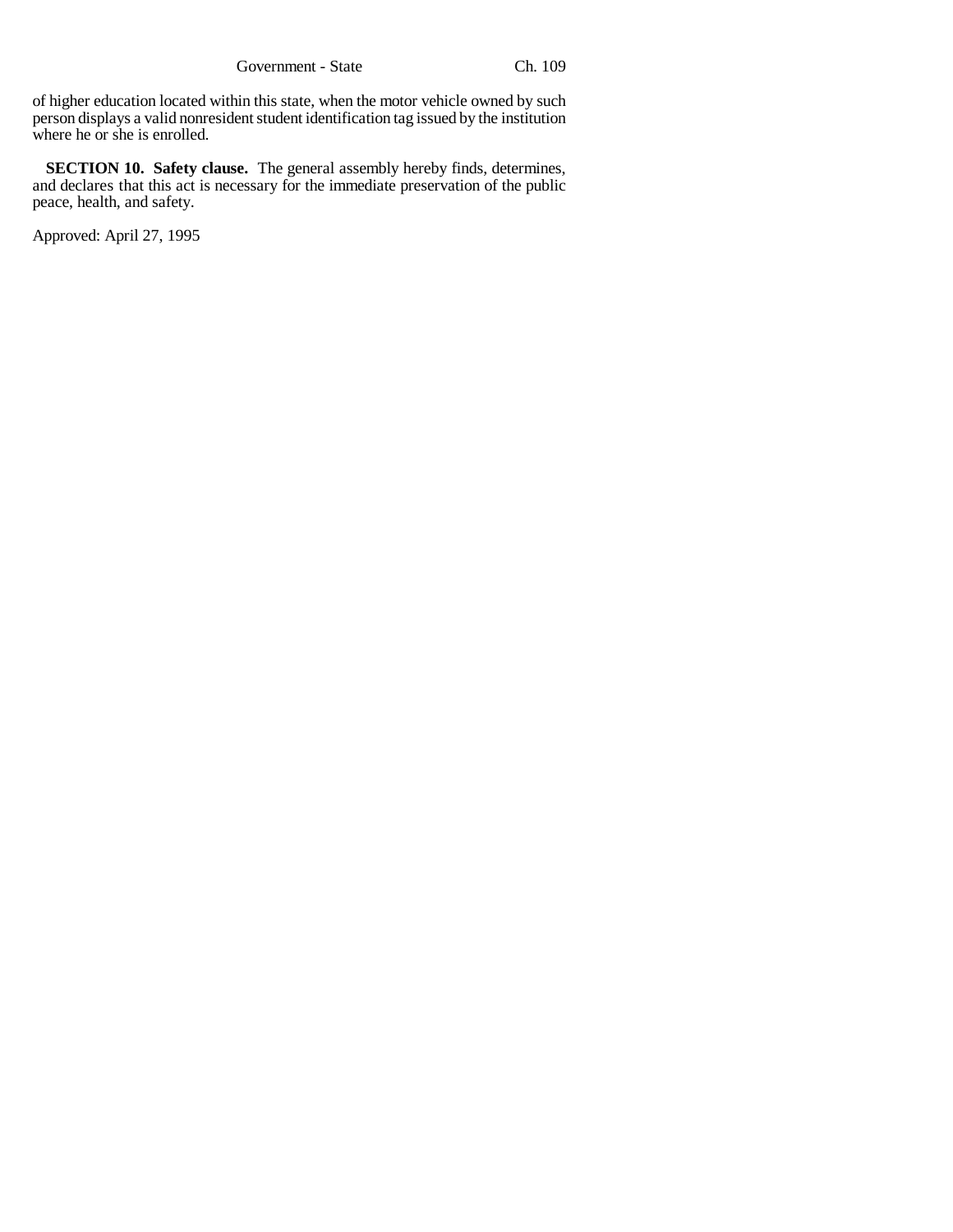of higher education located within this state, when the motor vehicle owned by such person displays a valid nonresident student identification tag issued by the institution where he or she is enrolled.

**SECTION 10. Safety clause.** The general assembly hereby finds, determines, and declares that this act is necessary for the immediate preservation of the public peace, health, and safety.

Approved: April 27, 1995